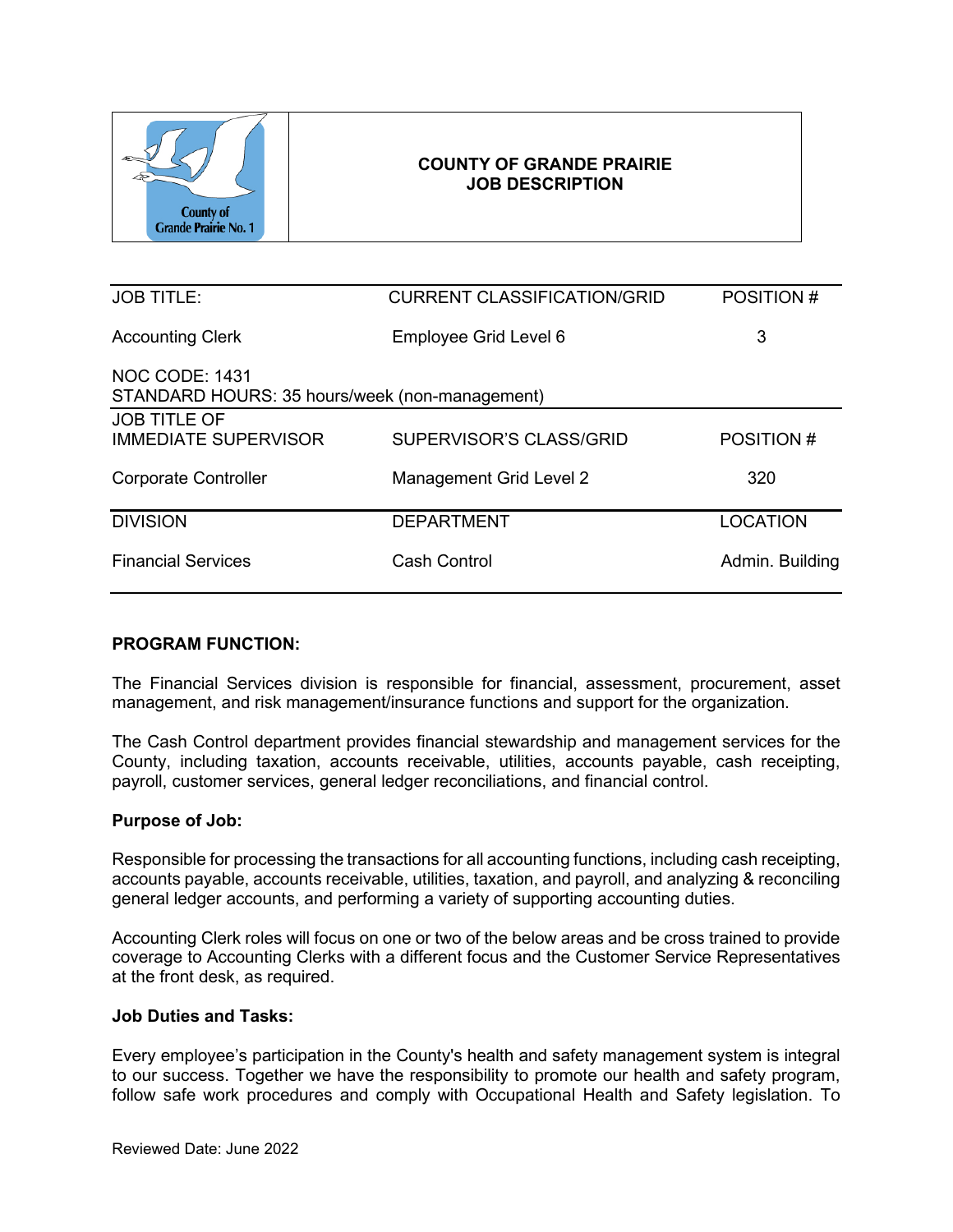**COUNTY OF GRANDE PRAIRIE**
**JOB DESCRIPTION**

| JOB TITLE: | CURRENT CLASSIFICATION/GRID | POSITION # |
|---|---|---|
| Accounting Clerk | Employee Grid Level 6 | 3 |

NOC CODE: 1431
STANDARD HOURS: 35 hours/week (non-management)

| JOB TITLE OF IMMEDIATE SUPERVISOR | SUPERVISOR'S CLASS/GRID | POSITION # |
|---|---|---|
| Corporate Controller | Management Grid Level 2 | 320 |

| DIVISION | DEPARTMENT | LOCATION |
|---|---|---|
| Financial Services | Cash Control | Admin. Building |

**PROGRAM FUNCTION:**

The Financial Services division is responsible for financial, assessment, procurement, asset management, and risk management/insurance functions and support for the organization.

The Cash Control department provides financial stewardship and management services for the County, including taxation, accounts receivable, utilities, accounts payable, cash receipting, payroll, customer services, general ledger reconciliations, and financial control.

**Purpose of Job:**

Responsible for processing the transactions for all accounting functions, including cash receipting, accounts payable, accounts receivable, utilities, taxation, and payroll, and analyzing & reconciling general ledger accounts, and performing a variety of supporting accounting duties.

Accounting Clerk roles will focus on one or two of the below areas and be cross trained to provide coverage to Accounting Clerks with a different focus and the Customer Service Representatives at the front desk, as required.

**Job Duties and Tasks:**

Every employee's participation in the County's health and safety management system is integral to our success. Together we have the responsibility to promote our health and safety program, follow safe work procedures and comply with Occupational Health and Safety legislation. To

Reviewed Date: June 2022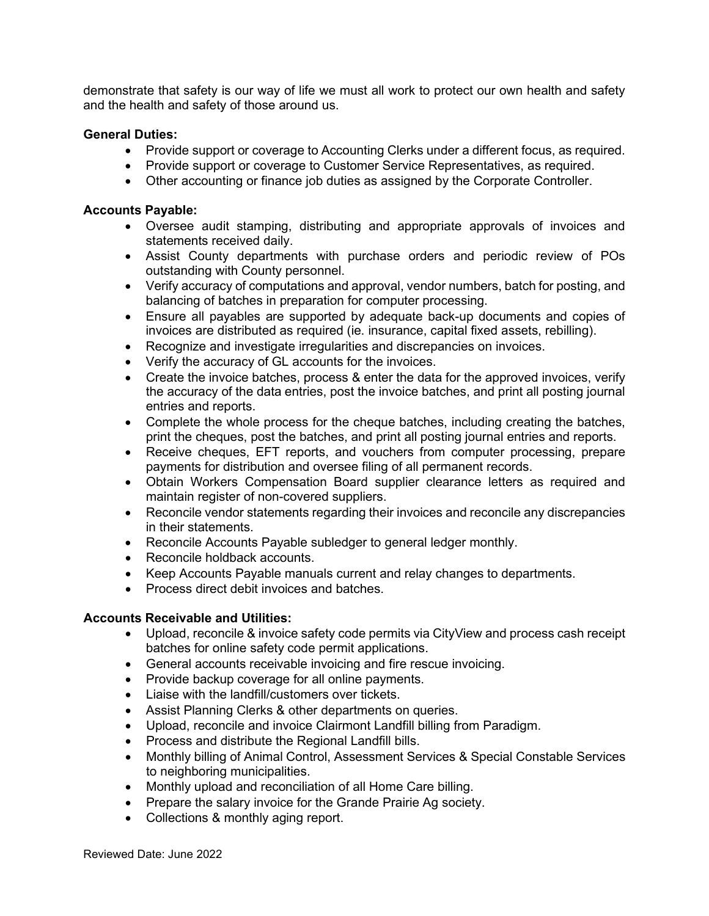demonstrate that safety is our way of life we must all work to protect our own health and safety and the health and safety of those around us.

**General Duties:**

- Provide support or coverage to Accounting Clerks under a different focus, as required.
- Provide support or coverage to Customer Service Representatives, as required.
- Other accounting or finance job duties as assigned by the Corporate Controller.

**Accounts Payable:**

- Oversee audit stamping, distributing and appropriate approvals of invoices and statements received daily.
- Assist County departments with purchase orders and periodic review of POs outstanding with County personnel.
- Verify accuracy of computations and approval, vendor numbers, batch for posting, and balancing of batches in preparation for computer processing.
- Ensure all payables are supported by adequate back-up documents and copies of invoices are distributed as required (ie. insurance, capital fixed assets, rebilling).
- Recognize and investigate irregularities and discrepancies on invoices.
- Verify the accuracy of GL accounts for the invoices.
- Create the invoice batches, process & enter the data for the approved invoices, verify the accuracy of the data entries, post the invoice batches, and print all posting journal entries and reports.
- Complete the whole process for the cheque batches, including creating the batches, print the cheques, post the batches, and print all posting journal entries and reports.
- Receive cheques, EFT reports, and vouchers from computer processing, prepare payments for distribution and oversee filing of all permanent records.
- Obtain Workers Compensation Board supplier clearance letters as required and maintain register of non-covered suppliers.
- Reconcile vendor statements regarding their invoices and reconcile any discrepancies in their statements.
- Reconcile Accounts Payable subledger to general ledger monthly.
- Reconcile holdback accounts.
- Keep Accounts Payable manuals current and relay changes to departments.
- Process direct debit invoices and batches.

**Accounts Receivable and Utilities:**

- Upload, reconcile & invoice safety code permits via CityView and process cash receipt batches for online safety code permit applications.
- General accounts receivable invoicing and fire rescue invoicing.
- Provide backup coverage for all online payments.
- Liaise with the landfill/customers over tickets.
- Assist Planning Clerks & other departments on queries.
- Upload, reconcile and invoice Clairmont Landfill billing from Paradigm.
- Process and distribute the Regional Landfill bills.
- Monthly billing of Animal Control, Assessment Services & Special Constable Services to neighboring municipalities.
- Monthly upload and reconciliation of all Home Care billing.
- Prepare the salary invoice for the Grande Prairie Ag society.
- Collections & monthly aging report.

Reviewed Date: June 2022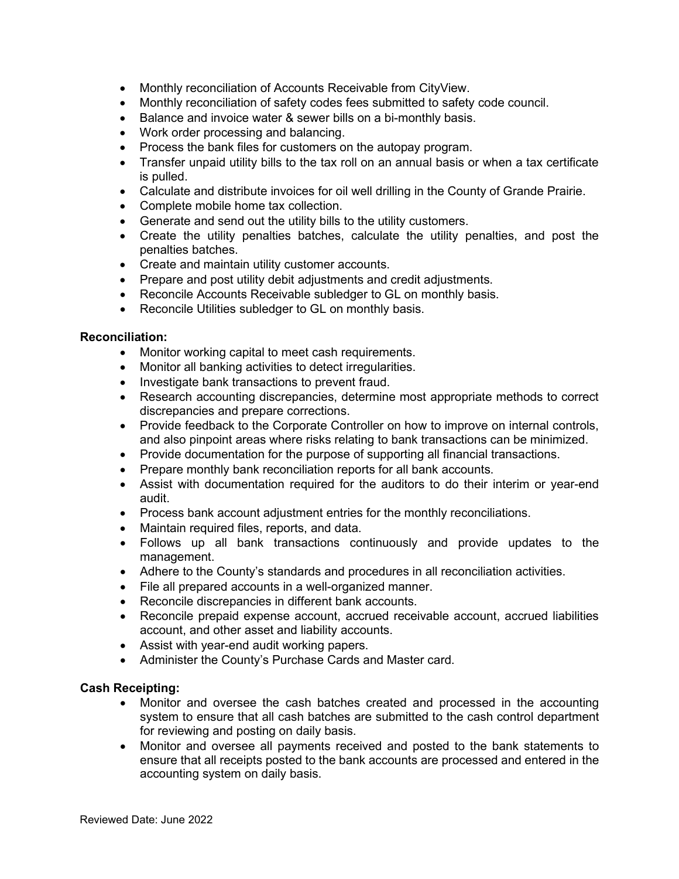- Monthly reconciliation of Accounts Receivable from CityView.
- Monthly reconciliation of safety codes fees submitted to safety code council.
- Balance and invoice water & sewer bills on a bi-monthly basis.
- Work order processing and balancing.
- Process the bank files for customers on the autopay program.
- Transfer unpaid utility bills to the tax roll on an annual basis or when a tax certificate is pulled.
- Calculate and distribute invoices for oil well drilling in the County of Grande Prairie.
- Complete mobile home tax collection.
- Generate and send out the utility bills to the utility customers.
- Create the utility penalties batches, calculate the utility penalties, and post the penalties batches.
- Create and maintain utility customer accounts.
- Prepare and post utility debit adjustments and credit adjustments.
- Reconcile Accounts Receivable subledger to GL on monthly basis.
- Reconcile Utilities subledger to GL on monthly basis.

**Reconciliation:**

- Monitor working capital to meet cash requirements.
- Monitor all banking activities to detect irregularities.
- Investigate bank transactions to prevent fraud.
- Research accounting discrepancies, determine most appropriate methods to correct discrepancies and prepare corrections.
- Provide feedback to the Corporate Controller on how to improve on internal controls, and also pinpoint areas where risks relating to bank transactions can be minimized.
- Provide documentation for the purpose of supporting all financial transactions.
- Prepare monthly bank reconciliation reports for all bank accounts.
- Assist with documentation required for the auditors to do their interim or year-end audit.
- Process bank account adjustment entries for the monthly reconciliations.
- Maintain required files, reports, and data.
- Follows up all bank transactions continuously and provide updates to the management.
- Adhere to the County's standards and procedures in all reconciliation activities.
- File all prepared accounts in a well-organized manner.
- Reconcile discrepancies in different bank accounts.
- Reconcile prepaid expense account, accrued receivable account, accrued liabilities account, and other asset and liability accounts.
- Assist with year-end audit working papers.
- Administer the County's Purchase Cards and Master card.

**Cash Receipting:**

- Monitor and oversee the cash batches created and processed in the accounting system to ensure that all cash batches are submitted to the cash control department for reviewing and posting on daily basis.
- Monitor and oversee all payments received and posted to the bank statements to ensure that all receipts posted to the bank accounts are processed and entered in the accounting system on daily basis.

Reviewed Date: June 2022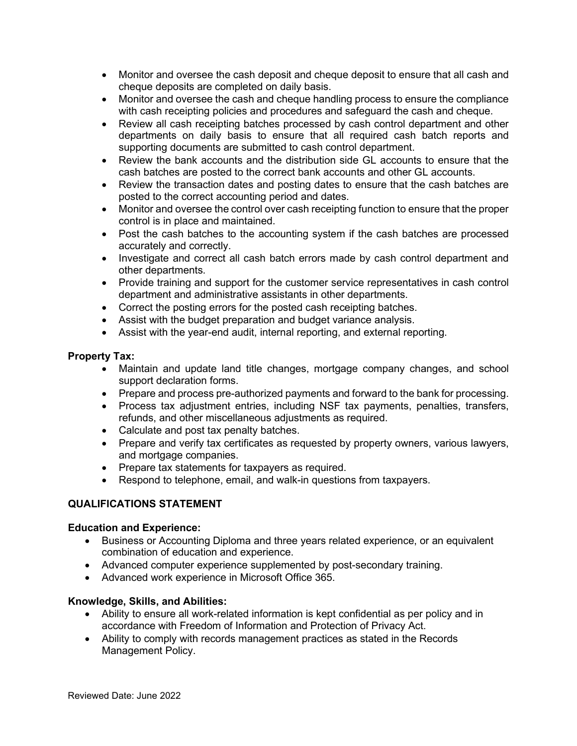- Monitor and oversee the cash deposit and cheque deposit to ensure that all cash and cheque deposits are completed on daily basis.
- Monitor and oversee the cash and cheque handling process to ensure the compliance with cash receipting policies and procedures and safeguard the cash and cheque.
- Review all cash receipting batches processed by cash control department and other departments on daily basis to ensure that all required cash batch reports and supporting documents are submitted to cash control department.
- Review the bank accounts and the distribution side GL accounts to ensure that the cash batches are posted to the correct bank accounts and other GL accounts.
- Review the transaction dates and posting dates to ensure that the cash batches are posted to the correct accounting period and dates.
- Monitor and oversee the control over cash receipting function to ensure that the proper control is in place and maintained.
- Post the cash batches to the accounting system if the cash batches are processed accurately and correctly.
- Investigate and correct all cash batch errors made by cash control department and other departments.
- Provide training and support for the customer service representatives in cash control department and administrative assistants in other departments.
- Correct the posting errors for the posted cash receipting batches.
- Assist with the budget preparation and budget variance analysis.
- Assist with the year-end audit, internal reporting, and external reporting.

**Property Tax:**

- Maintain and update land title changes, mortgage company changes, and school support declaration forms.
- Prepare and process pre-authorized payments and forward to the bank for processing.
- Process tax adjustment entries, including NSF tax payments, penalties, transfers, refunds, and other miscellaneous adjustments as required.
- Calculate and post tax penalty batches.
- Prepare and verify tax certificates as requested by property owners, various lawyers, and mortgage companies.
- Prepare tax statements for taxpayers as required.
- Respond to telephone, email, and walk-in questions from taxpayers.

## QUALIFICATIONS STATEMENT

**Education and Experience:**

- Business or Accounting Diploma and three years related experience, or an equivalent combination of education and experience.
- Advanced computer experience supplemented by post-secondary training.
- Advanced work experience in Microsoft Office 365.

**Knowledge, Skills, and Abilities:**

- Ability to ensure all work-related information is kept confidential as per policy and in accordance with Freedom of Information and Protection of Privacy Act.
- Ability to comply with records management practices as stated in the Records Management Policy.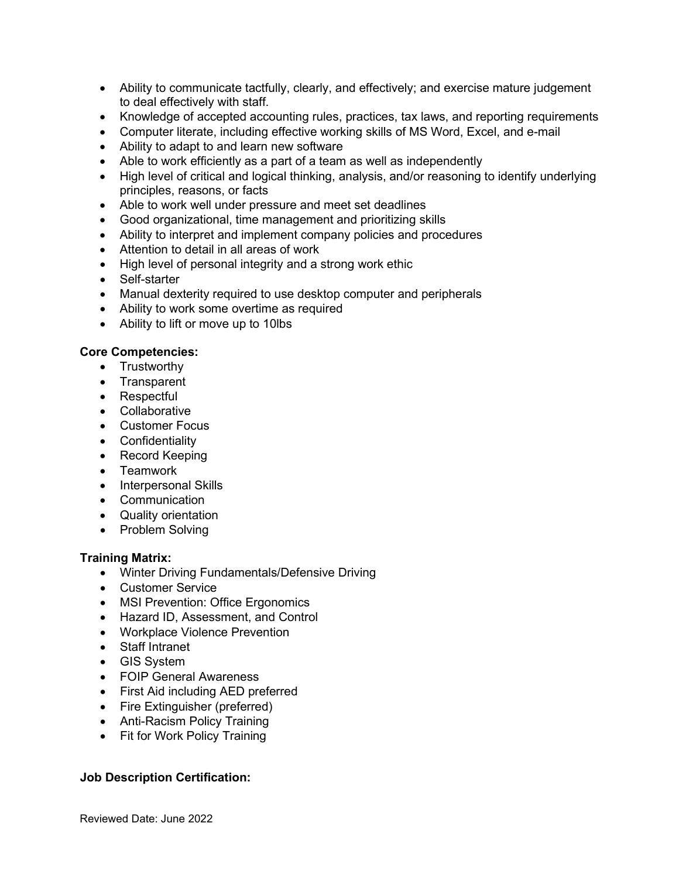- Ability to communicate tactfully, clearly, and effectively; and exercise mature judgement to deal effectively with staff.
- Knowledge of accepted accounting rules, practices, tax laws, and reporting requirements
- Computer literate, including effective working skills of MS Word, Excel, and e-mail
- Ability to adapt to and learn new software
- Able to work efficiently as a part of a team as well as independently
- High level of critical and logical thinking, analysis, and/or reasoning to identify underlying principles, reasons, or facts
- Able to work well under pressure and meet set deadlines
- Good organizational, time management and prioritizing skills
- Ability to interpret and implement company policies and procedures
- Attention to detail in all areas of work
- High level of personal integrity and a strong work ethic
- Self-starter
- Manual dexterity required to use desktop computer and peripherals
- Ability to work some overtime as required
- Ability to lift or move up to 10lbs

**Core Competencies:**

- Trustworthy
- Transparent
- Respectful
- Collaborative
- Customer Focus
- Confidentiality
- Record Keeping
- Teamwork
- Interpersonal Skills
- Communication
- Quality orientation
- Problem Solving

**Training Matrix:**

- Winter Driving Fundamentals/Defensive Driving
- Customer Service
- MSI Prevention: Office Ergonomics
- Hazard ID, Assessment, and Control
- Workplace Violence Prevention
- Staff Intranet
- GIS System
- FOIP General Awareness
- First Aid including AED preferred
- Fire Extinguisher (preferred)
- Anti-Racism Policy Training
- Fit for Work Policy Training

**Job Description Certification:**

Reviewed Date: June 2022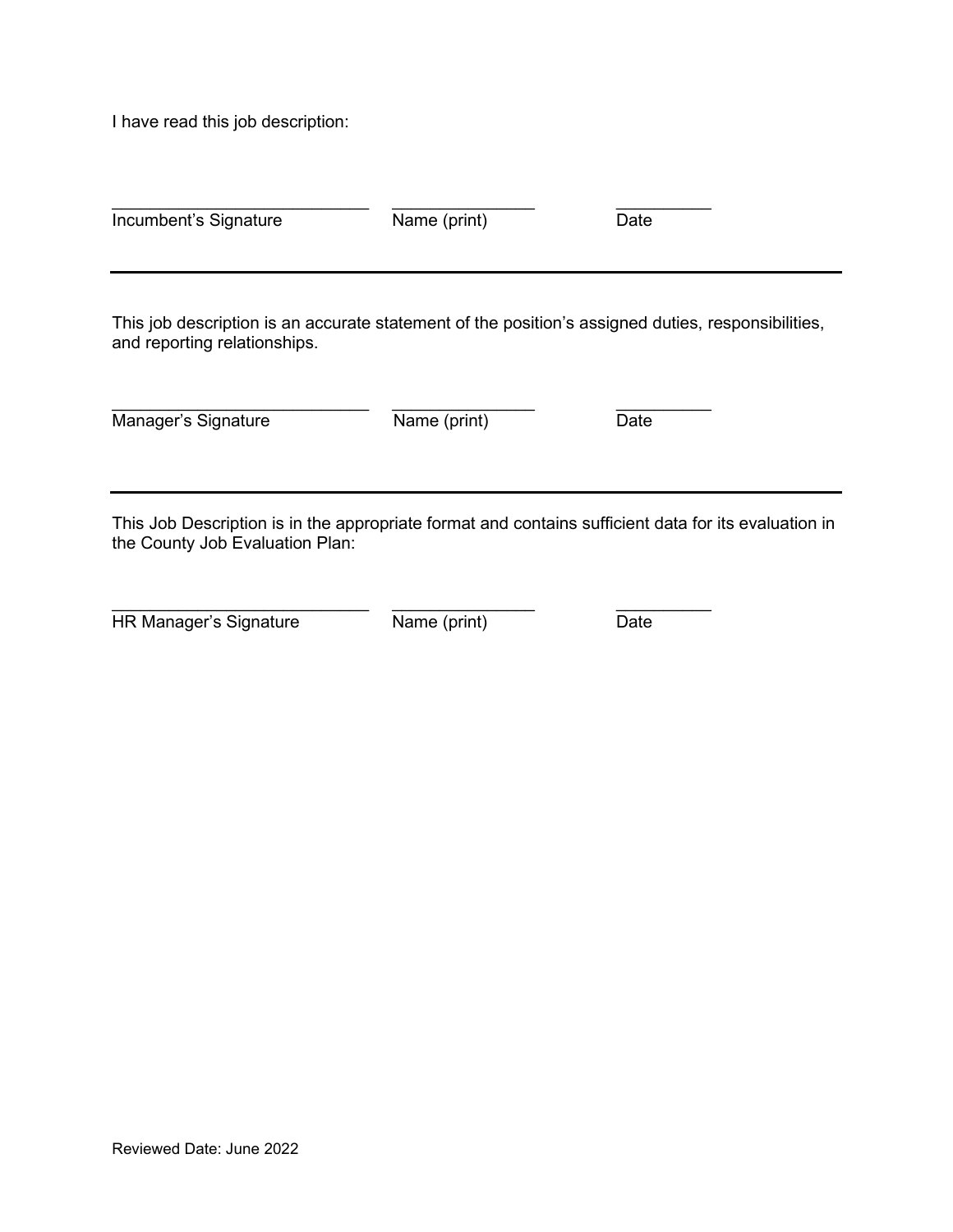I have read this job description:

| | | |
|---|---|---|
| ___________________________ | _______________ | __________ |
| Incumbent's Signature | Name (print) | Date |

---

This job description is an accurate statement of the position's assigned duties, responsibilities, and reporting relationships.

| | | |
|---|---|---|
| ___________________________ | _______________ | __________ |
| Manager's Signature | Name (print) | Date |

---

This Job Description is in the appropriate format and contains sufficient data for its evaluation in the County Job Evaluation Plan:

| | | |
|---|---|---|
| ___________________________ | _______________ | __________ |
| HR Manager's Signature | Name (print) | Date |

Reviewed Date: June 2022